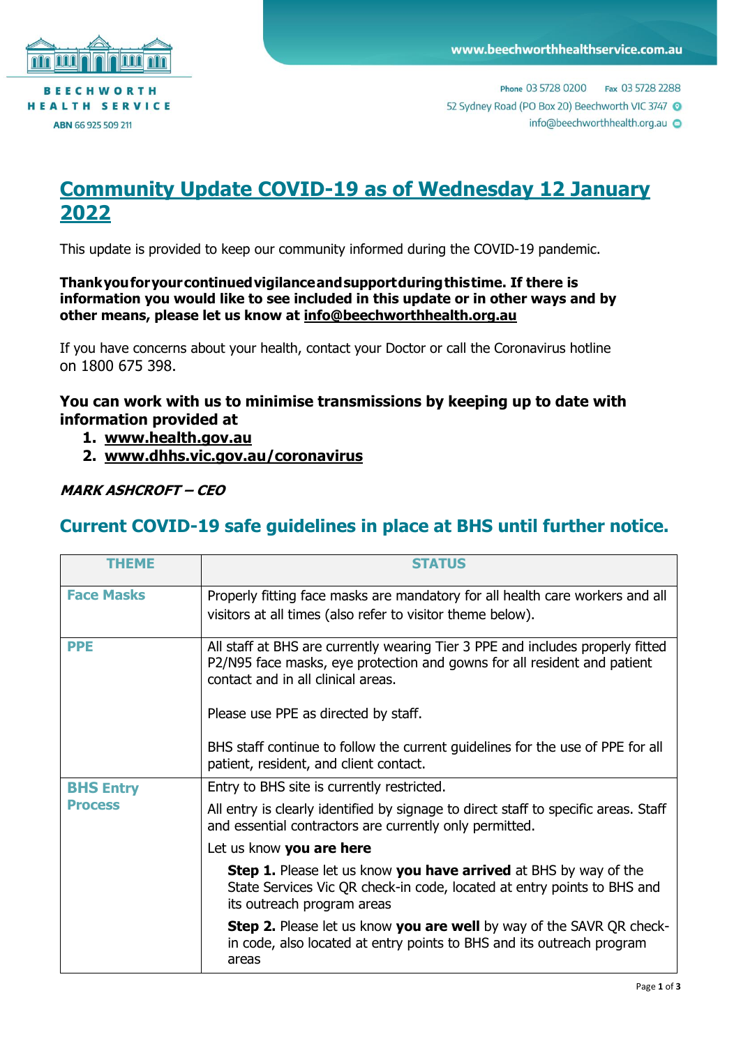BEECHWORTH HEALTH SERVICE
ABN 66 925 509 211

www.beechworthhealthservice.com.au

Phone 03 5728 0200 Fax 03 5728 2288
52 Sydney Road (PO Box 20) Beechworth VIC 3747
info@beechworthhealth.org.au

# Community Update COVID-19 as of Wednesday 12 January 2022

This update is provided to keep our community informed during the COVID-19 pandemic.

**Thank you for your continued vigilance and support during this time. If there is information you would like to see included in this update or in other ways and by other means, please let us know at info@beechworthhealth.org.au**

If you have concerns about your health, contact your Doctor or call the Coronavirus hotline on 1800 675 398.

**You can work with us to minimise transmissions by keeping up to date with information provided at**

1. **www.health.gov.au**
2. **www.dhhs.vic.gov.au/coronavirus**

***MARK ASHCROFT – CEO***

## Current COVID-19 safe guidelines in place at BHS until further notice.

| THEME | STATUS |
|---|---|
| **Face Masks** | Properly fitting face masks are mandatory for all health care workers and all visitors at all times (also refer to visitor theme below). |
| **PPE** | All staff at BHS are currently wearing Tier 3 PPE and includes properly fitted P2/N95 face masks, eye protection and gowns for all resident and patient contact and in all clinical areas.<br><br>Please use PPE as directed by staff.<br><br>BHS staff continue to follow the current guidelines for the use of PPE for all patient, resident, and client contact. |
| **BHS Entry Process** | Entry to BHS site is currently restricted.<br><br>All entry is clearly identified by signage to direct staff to specific areas. Staff and essential contractors are currently only permitted.<br><br>Let us know **you are here**<br><br>**Step 1.** Please let us know **you have arrived** at BHS by way of the State Services Vic QR check-in code, located at entry points to BHS and its outreach program areas<br><br>**Step 2.** Please let us know **you are well** by way of the SAVR QR check-in code, also located at entry points to BHS and its outreach program areas |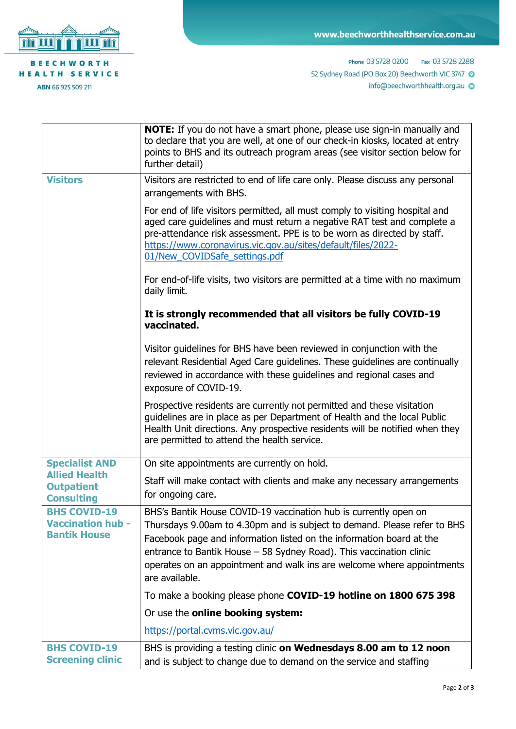| | |
|---|---|
| | **NOTE:** If you do not have a smart phone, please use sign-in manually and to declare that you are well, at one of our check-in kiosks, located at entry points to BHS and its outreach program areas (see visitor section below for further detail) |
| **Visitors** | Visitors are restricted to end of life care only. Please discuss any personal arrangements with BHS.<br><br>For end of life visitors permitted, all must comply to visiting hospital and aged care guidelines and must return a negative RAT test and complete a pre-attendance risk assessment. PPE is to be worn as directed by staff. [https://www.coronavirus.vic.gov.au/sites/default/files/2022-01/New_COVIDSafe_settings.pdf](https://www.coronavirus.vic.gov.au/sites/default/files/2022-01/New_COVIDSafe_settings.pdf)<br><br>For end-of-life visits, two visitors are permitted at a time with no maximum daily limit.<br><br>**It is strongly recommended that all visitors be fully COVID-19 vaccinated.**<br><br>Visitor guidelines for BHS have been reviewed in conjunction with the relevant Residential Aged Care guidelines. These guidelines are continually reviewed in accordance with these guidelines and regional cases and exposure of COVID-19.<br><br>Prospective residents are currently not permitted and these visitation guidelines are in place as per Department of Health and the local Public Health Unit directions. Any prospective residents will be notified when they are permitted to attend the health service. |
| **Specialist AND Allied Health Outpatient Consulting** | On site appointments are currently on hold.<br><br>Staff will make contact with clients and make any necessary arrangements for ongoing care. |
| **BHS COVID-19 Vaccination hub - Bantik House** | BHS's Bantik House COVID-19 vaccination hub is currently open on Thursdays 9.00am to 4.30pm and is subject to demand. Please refer to BHS Facebook page and information listed on the information board at the entrance to Bantik House – 58 Sydney Road). This vaccination clinic operates on an appointment and walk ins are welcome where appointments are available.<br><br>To make a booking please phone **COVID-19 hotline on 1800 675 398**<br><br>Or use the **online booking system:**<br><br>[https://portal.cvms.vic.gov.au/](https://portal.cvms.vic.gov.au/) |
| **BHS COVID-19 Screening clinic** | BHS is providing a testing clinic **on Wednesdays 8.00 am to 12 noon** and is subject to change due to demand on the service and staffing |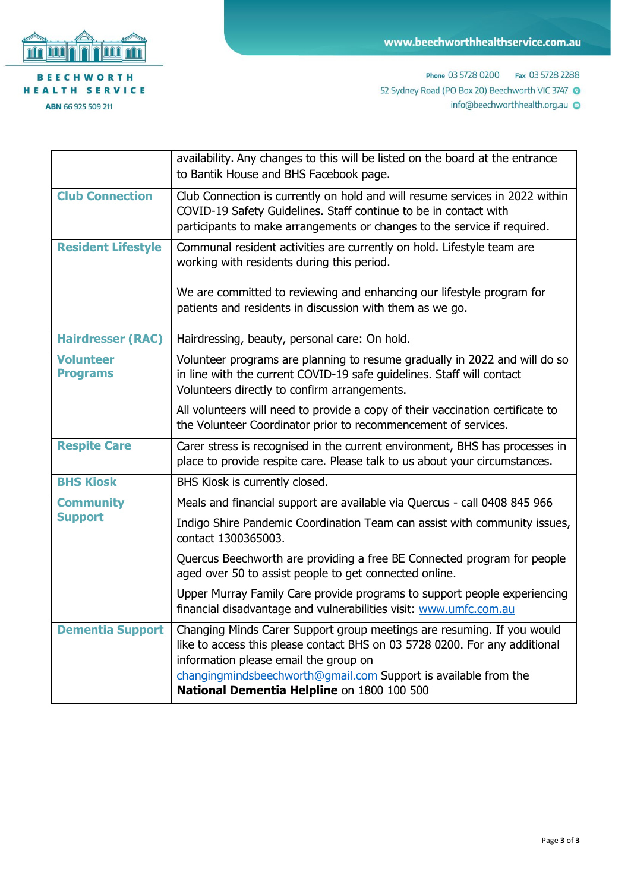| | |
|---|---|
| | availability. Any changes to this will be listed on the board at the entrance to Bantik House and BHS Facebook page. |
| **Club Connection** | Club Connection is currently on hold and will resume services in 2022 within COVID-19 Safety Guidelines. Staff continue to be in contact with participants to make arrangements or changes to the service if required. |
| **Resident Lifestyle** | Communal resident activities are currently on hold. Lifestyle team are working with residents during this period.<br><br>We are committed to reviewing and enhancing our lifestyle program for patients and residents in discussion with them as we go. |
| **Hairdresser (RAC)** | Hairdressing, beauty, personal care: On hold. |
| **Volunteer Programs** | Volunteer programs are planning to resume gradually in 2022 and will do so in line with the current COVID-19 safe guidelines. Staff will contact Volunteers directly to confirm arrangements.<br><br>All volunteers will need to provide a copy of their vaccination certificate to the Volunteer Coordinator prior to recommencement of services. |
| **Respite Care** | Carer stress is recognised in the current environment, BHS has processes in place to provide respite care. Please talk to us about your circumstances. |
| **BHS Kiosk** | BHS Kiosk is currently closed. |
| **Community Support** | Meals and financial support are available via Quercus - call 0408 845 966<br><br>Indigo Shire Pandemic Coordination Team can assist with community issues, contact 1300365003.<br><br>Quercus Beechworth are providing a free BE Connected program for people aged over 50 to assist people to get connected online.<br><br>Upper Murray Family Care provide programs to support people experiencing financial disadvantage and vulnerabilities visit: www.umfc.com.au |
| **Dementia Support** | Changing Minds Carer Support group meetings are resuming. If you would like to access this please contact BHS on 03 5728 0200. For any additional information please email the group on changingmindsbeechworth@gmail.com Support is available from the **National Dementia Helpline** on 1800 100 500 |